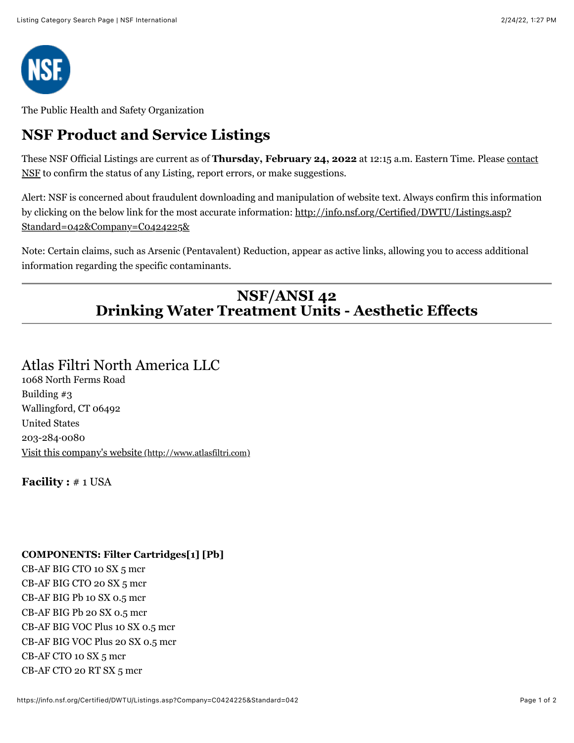The Public Health and Safety Organization

# NSF Product and Service Listings

These NSF Official Listings are current as of **Thursday, February 24, 2022** at 12:15 a.m. Eastern Time. Please contact NSF to confirm the status of any Listing, report errors, or make suggestions.

Alert: NSF is concerned about fraudulent downloading and manipulation of website text. Always confirm this information by clicking on the below link for the most accurate information: http://info.nsf.org/Certified/DWTU/Listings.asp?Standard=042&Company=C0424225&

Note: Certain claims, such as Arsenic (Pentavalent) Reduction, appear as active links, allowing you to access additional information regarding the specific contaminants.

## NSF/ANSI 42
## Drinking Water Treatment Units - Aesthetic Effects

### Atlas Filtri North America LLC

1068 North Ferms Road
Building #3
Wallingford, CT 06492
United States
203-284-0080
Visit this company's website (http://www.atlasfiltri.com)

**Facility :** # 1 USA

**COMPONENTS: Filter Cartridges[1] [Pb]**

CB-AF BIG CTO 10 SX 5 mcr
CB-AF BIG CTO 20 SX 5 mcr
CB-AF BIG Pb 10 SX 0.5 mcr
CB-AF BIG Pb 20 SX 0.5 mcr
CB-AF BIG VOC Plus 10 SX 0.5 mcr
CB-AF BIG VOC Plus 20 SX 0.5 mcr
CB-AF CTO 10 SX 5 mcr
CB-AF CTO 20 RT SX 5 mcr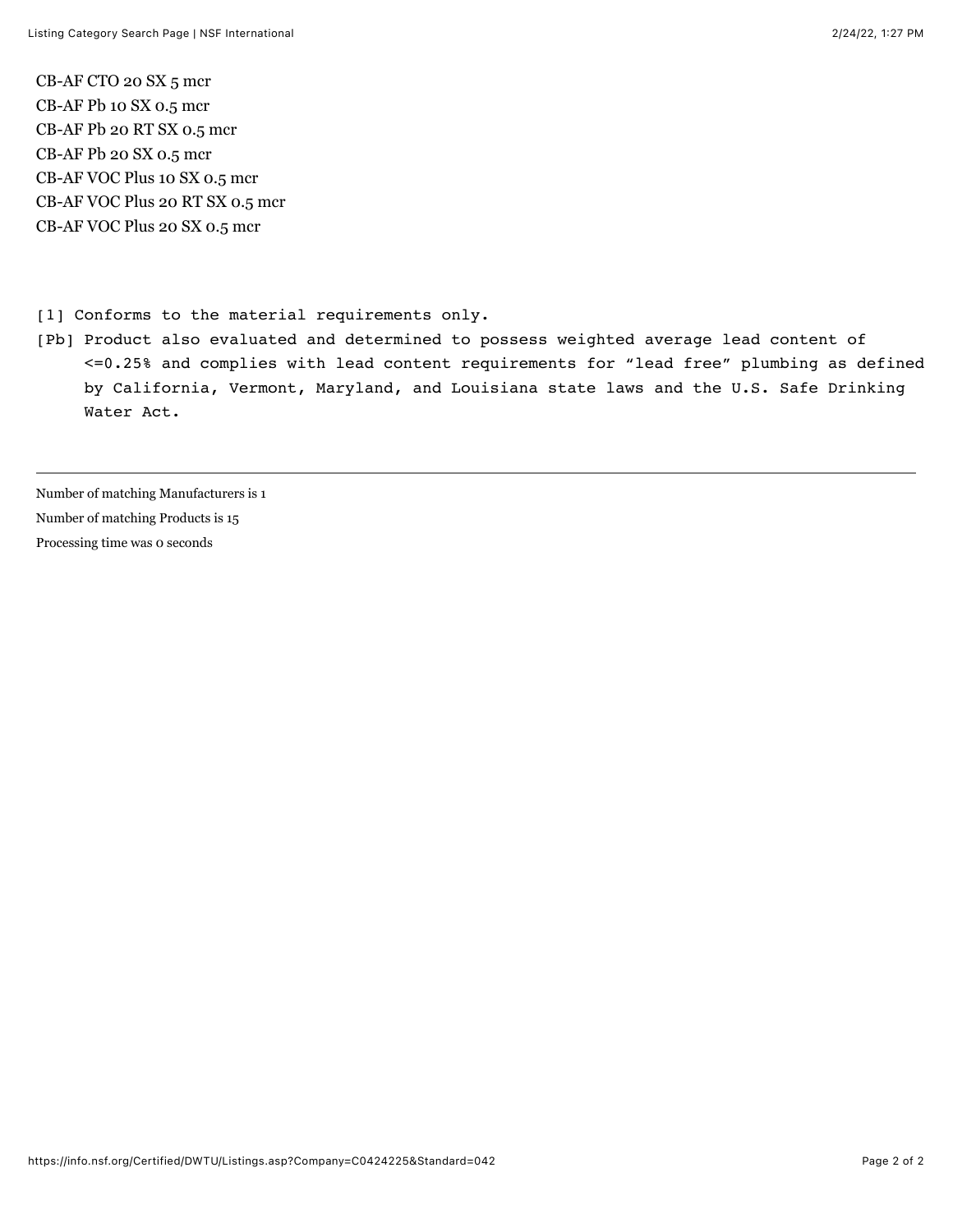CB-AF CTO 20 SX 5 mcr
CB-AF Pb 10 SX 0.5 mcr
CB-AF Pb 20 RT SX 0.5 mcr
CB-AF Pb 20 SX 0.5 mcr
CB-AF VOC Plus 10 SX 0.5 mcr
CB-AF VOC Plus 20 RT SX 0.5 mcr
CB-AF VOC Plus 20 SX 0.5 mcr

[1] Conforms to the material requirements only.

[Pb] Product also evaluated and determined to possess weighted average lead content of <=0.25% and complies with lead content requirements for "lead free" plumbing as defined by California, Vermont, Maryland, and Louisiana state laws and the U.S. Safe Drinking Water Act.

---

Number of matching Manufacturers is 1

Number of matching Products is 15

Processing time was 0 seconds